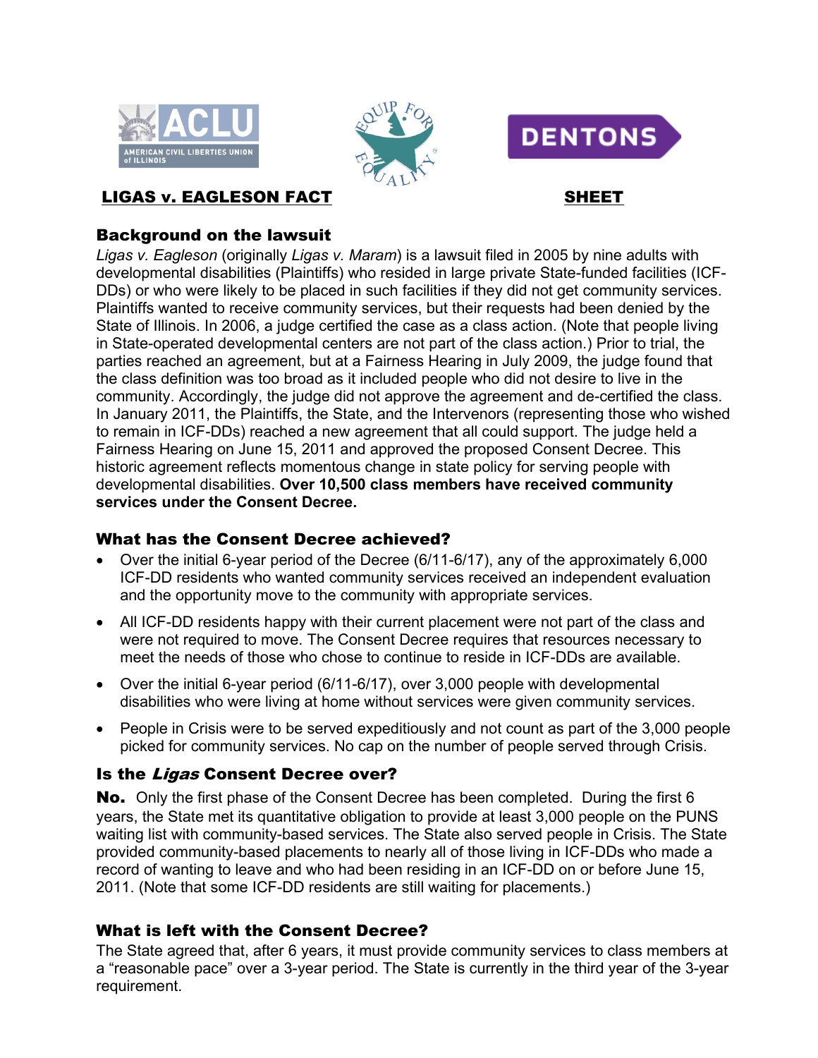# LIGAS v. EAGLESON FACT SHEET

## Background on the lawsuit

*Ligas v. Eagleson* (originally *Ligas v. Maram*) is a lawsuit filed in 2005 by nine adults with developmental disabilities (Plaintiffs) who resided in large private State-funded facilities (ICF-DDs) or who were likely to be placed in such facilities if they did not get community services. Plaintiffs wanted to receive community services, but their requests had been denied by the State of Illinois. In 2006, a judge certified the case as a class action. (Note that people living in State-operated developmental centers are not part of the class action.) Prior to trial, the parties reached an agreement, but at a Fairness Hearing in July 2009, the judge found that the class definition was too broad as it included people who did not desire to live in the community. Accordingly, the judge did not approve the agreement and de-certified the class. In January 2011, the Plaintiffs, the State, and the Intervenors (representing those who wished to remain in ICF-DDs) reached a new agreement that all could support. The judge held a Fairness Hearing on June 15, 2011 and approved the proposed Consent Decree. This historic agreement reflects momentous change in state policy for serving people with developmental disabilities. **Over 10,500 class members have received community services under the Consent Decree.**

## What has the Consent Decree achieved?

- Over the initial 6-year period of the Decree (6/11-6/17), any of the approximately 6,000 ICF-DD residents who wanted community services received an independent evaluation and the opportunity move to the community with appropriate services.
- All ICF-DD residents happy with their current placement were not part of the class and were not required to move. The Consent Decree requires that resources necessary to meet the needs of those who chose to continue to reside in ICF-DDs are available.
- Over the initial 6-year period (6/11-6/17), over 3,000 people with developmental disabilities who were living at home without services were given community services.
- People in Crisis were to be served expeditiously and not count as part of the 3,000 people picked for community services. No cap on the number of people served through Crisis.

## Is the *Ligas* Consent Decree over?

**No.** Only the first phase of the Consent Decree has been completed. During the first 6 years, the State met its quantitative obligation to provide at least 3,000 people on the PUNS waiting list with community-based services. The State also served people in Crisis. The State provided community-based placements to nearly all of those living in ICF-DDs who made a record of wanting to leave and who had been residing in an ICF-DD on or before June 15, 2011. (Note that some ICF-DD residents are still waiting for placements.)

## What is left with the Consent Decree?

The State agreed that, after 6 years, it must provide community services to class members at a "reasonable pace" over a 3-year period. The State is currently in the third year of the 3-year requirement.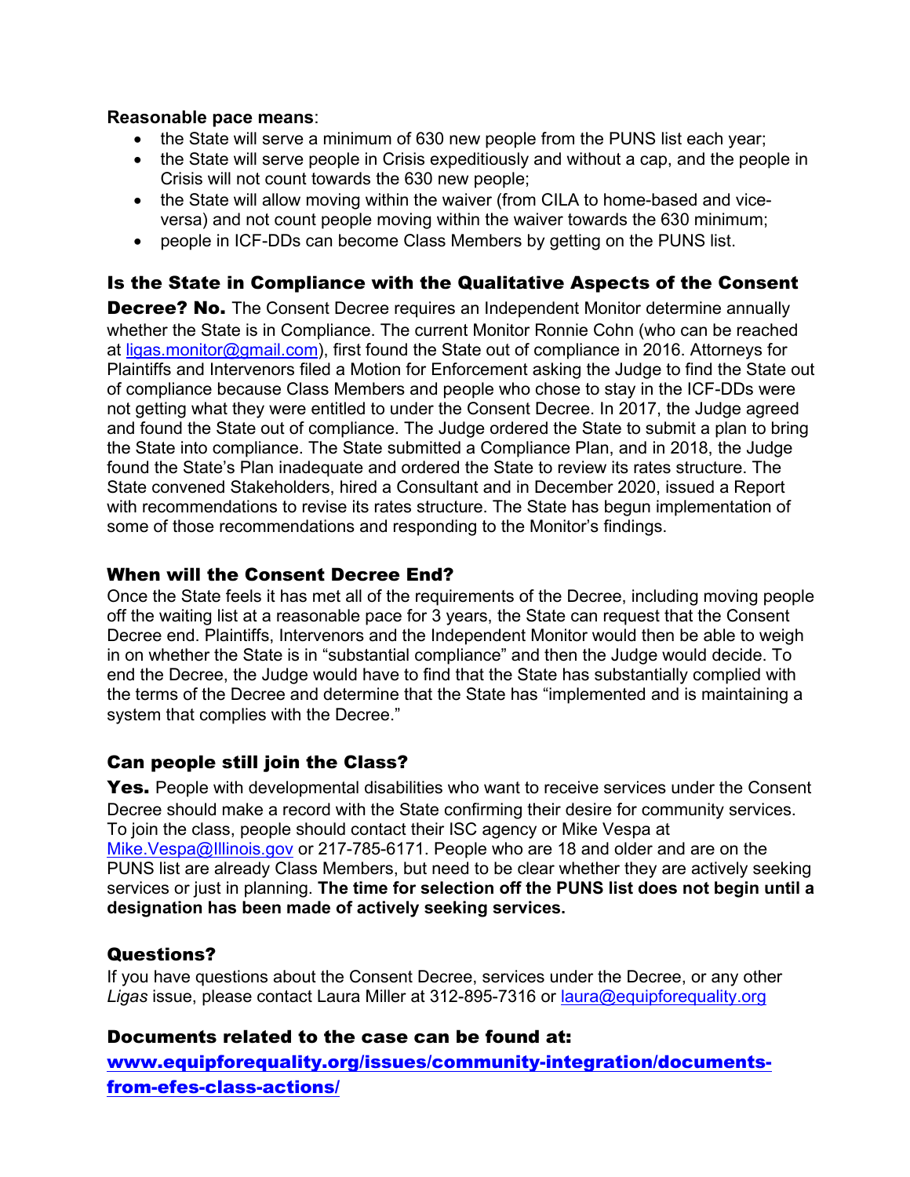**Reasonable pace means**:

- the State will serve a minimum of 630 new people from the PUNS list each year;
- the State will serve people in Crisis expeditiously and without a cap, and the people in Crisis will not count towards the 630 new people;
- the State will allow moving within the waiver (from CILA to home-based and vice-versa) and not count people moving within the waiver towards the 630 minimum;
- people in ICF-DDs can become Class Members by getting on the PUNS list.

## Is the State in Compliance with the Qualitative Aspects of the Consent Decree? No.

The Consent Decree requires an Independent Monitor determine annually whether the State is in Compliance. The current Monitor Ronnie Cohn (who can be reached at ligas.monitor@gmail.com), first found the State out of compliance in 2016. Attorneys for Plaintiffs and Intervenors filed a Motion for Enforcement asking the Judge to find the State out of compliance because Class Members and people who chose to stay in the ICF-DDs were not getting what they were entitled to under the Consent Decree. In 2017, the Judge agreed and found the State out of compliance. The Judge ordered the State to submit a plan to bring the State into compliance. The State submitted a Compliance Plan, and in 2018, the Judge found the State's Plan inadequate and ordered the State to review its rates structure. The State convened Stakeholders, hired a Consultant and in December 2020, issued a Report with recommendations to revise its rates structure. The State has begun implementation of some of those recommendations and responding to the Monitor's findings.

## When will the Consent Decree End?

Once the State feels it has met all of the requirements of the Decree, including moving people off the waiting list at a reasonable pace for 3 years, the State can request that the Consent Decree end. Plaintiffs, Intervenors and the Independent Monitor would then be able to weigh in on whether the State is in "substantial compliance" and then the Judge would decide. To end the Decree, the Judge would have to find that the State has substantially complied with the terms of the Decree and determine that the State has "implemented and is maintaining a system that complies with the Decree."

## Can people still join the Class?

**Yes.** People with developmental disabilities who want to receive services under the Consent Decree should make a record with the State confirming their desire for community services. To join the class, people should contact their ISC agency or Mike Vespa at Mike.Vespa@Illinois.gov or 217-785-6171. People who are 18 and older and are on the PUNS list are already Class Members, but need to be clear whether they are actively seeking services or just in planning. **The time for selection off the PUNS list does not begin until a designation has been made of actively seeking services.**

## Questions?

If you have questions about the Consent Decree, services under the Decree, or any other *Ligas* issue, please contact Laura Miller at 312-895-7316 or laura@equipforequality.org

## Documents related to the case can be found at:

**www.equipforequality.org/issues/community-integration/documents-from-efes-class-actions/**